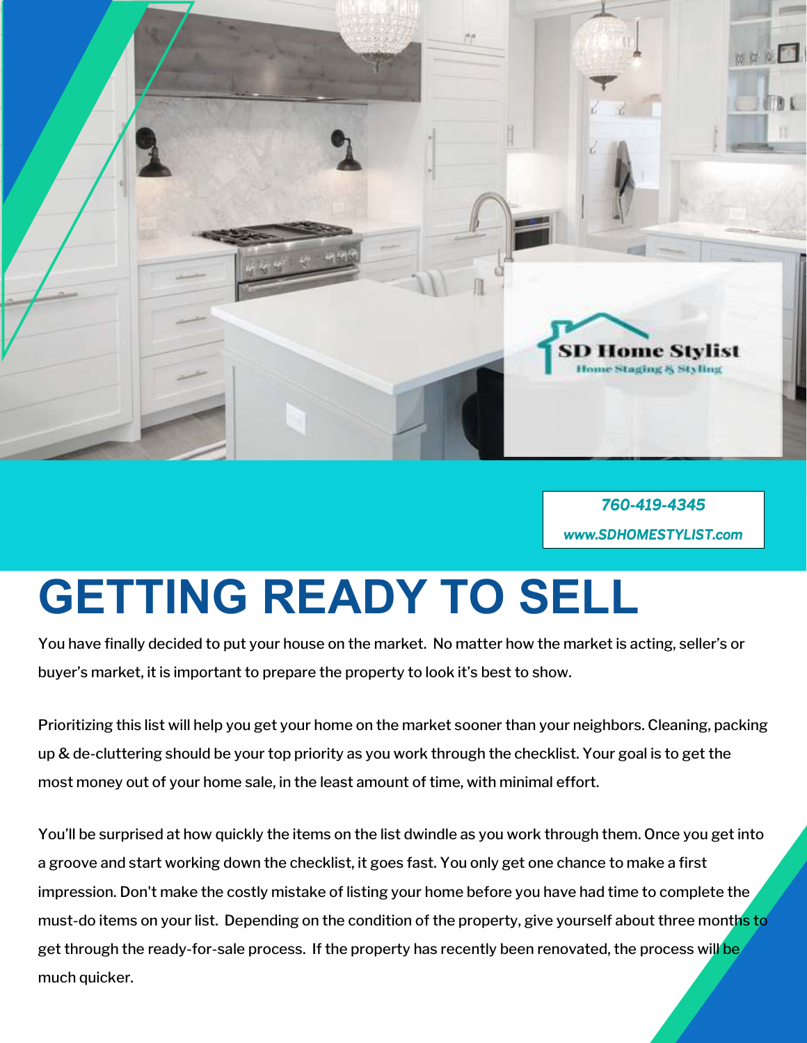SD Home Stylist

Home Staging & Styling

760-419-4345

www.SDHOMESTYLIST.com

# GETTING READY TO SELL

You have finally decided to put your house on the market. No matter how the market is acting, seller's or buyer's market, it is important to prepare the property to look it's best to show.

Prioritizing this list will help you get your home on the market sooner than your neighbors. Cleaning, packing up & de-cluttering should be your top priority as you work through the checklist. Your goal is to get the most money out of your home sale, in the least amount of time, with minimal effort.

You'll be surprised at how quickly the items on the list dwindle as you work through them. Once you get into a groove and start working down the checklist, it goes fast. You only get one chance to make a first impression. Don't make the costly mistake of listing your home before you have had time to complete the must-do items on your list. Depending on the condition of the property, give yourself about three months to get through the ready-for-sale process. If the property has recently been renovated, the process will be much quicker.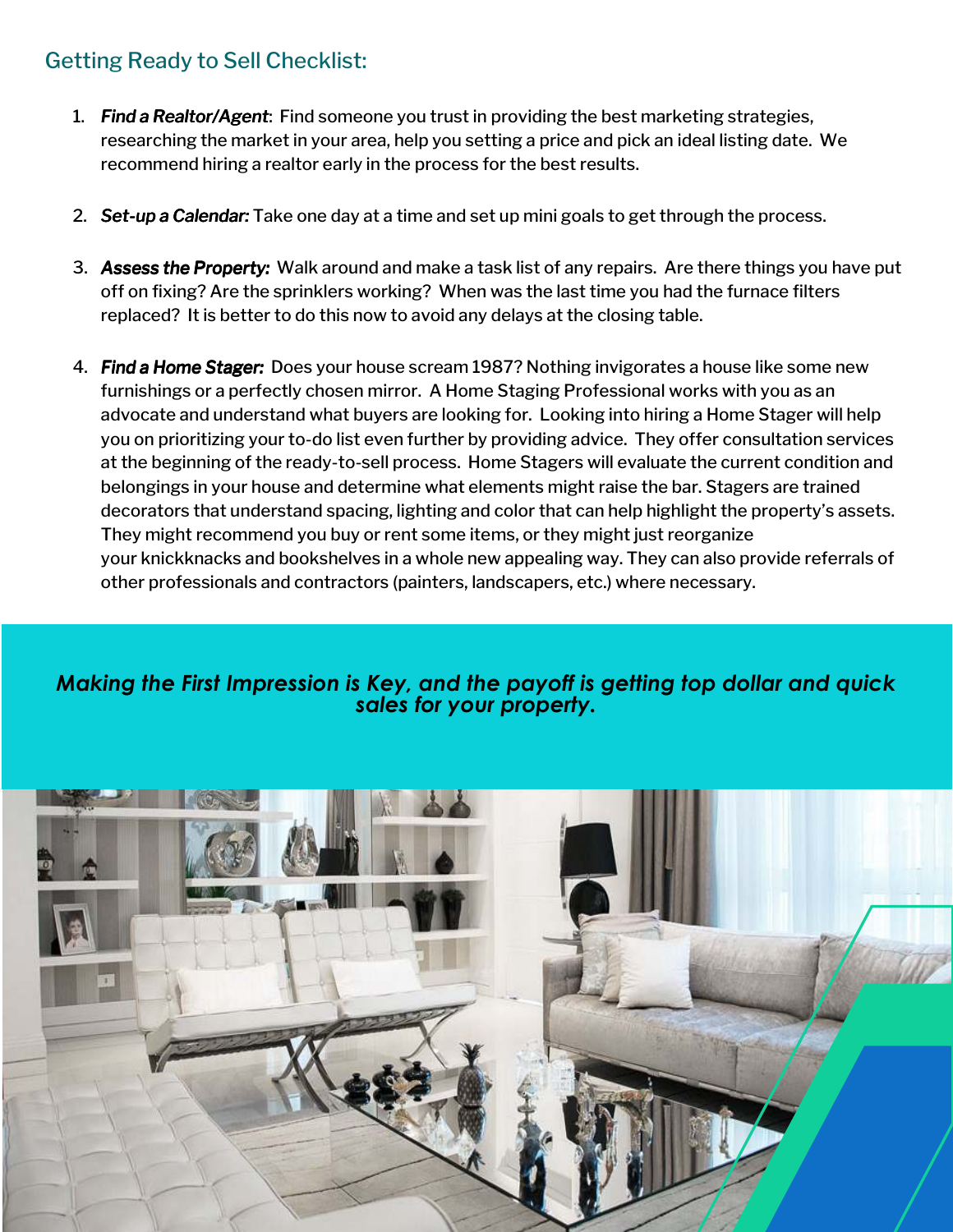## Getting Ready to Sell Checklist:

1. ***Find a Realtor/Agent***: Find someone you trust in providing the best marketing strategies, researching the market in your area, help you setting a price and pick an ideal listing date. We recommend hiring a realtor early in the process for the best results.

2. ***Set-up a Calendar:*** Take one day at a time and set up mini goals to get through the process.

3. ***Assess the Property:*** Walk around and make a task list of any repairs. Are there things you have put off on fixing? Are the sprinklers working? When was the last time you had the furnace filters replaced? It is better to do this now to avoid any delays at the closing table.

4. ***Find a Home Stager:*** Does your house scream 1987? Nothing invigorates a house like some new furnishings or a perfectly chosen mirror. A Home Staging Professional works with you as an advocate and understand what buyers are looking for. Looking into hiring a Home Stager will help you on prioritizing your to-do list even further by providing advice. They offer consultation services at the beginning of the ready-to-sell process. Home Stagers will evaluate the current condition and belongings in your house and determine what elements might raise the bar. Stagers are trained decorators that understand spacing, lighting and color that can help highlight the property's assets. They might recommend you buy or rent some items, or they might just reorganize your knickknacks and bookshelves in a whole new appealing way. They can also provide referrals of other professionals and contractors (painters, landscapers, etc.) where necessary.

***Making the First Impression is Key, and the payoff is getting top dollar and quick sales for your property.***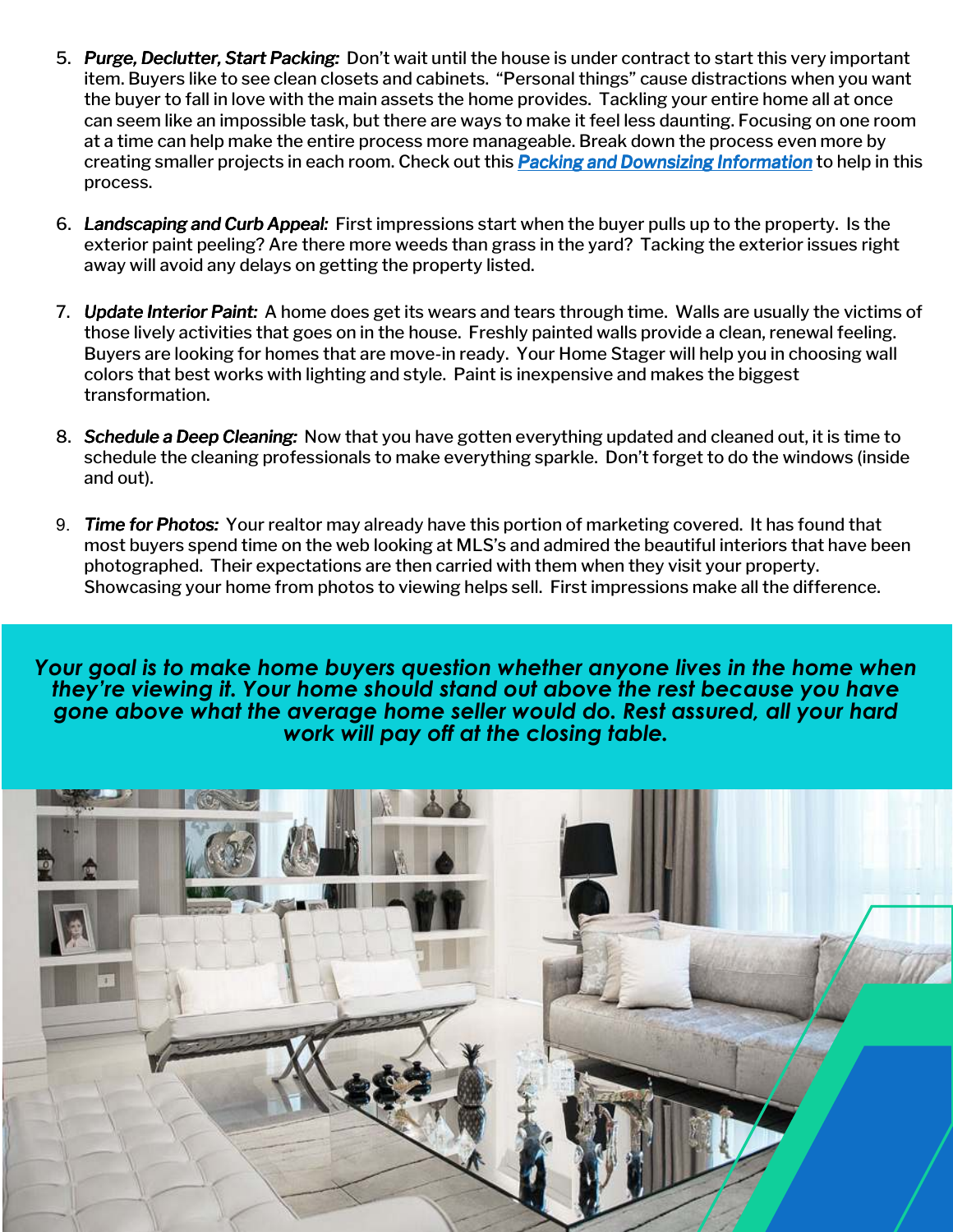5. ***Purge, Declutter, Start Packing:*** Don't wait until the house is under contract to start this very important item. Buyers like to see clean closets and cabinets. "Personal things" cause distractions when you want the buyer to fall in love with the main assets the home provides. Tackling your entire home all at once can seem like an impossible task, but there are ways to make it feel less daunting. Focusing on one room at a time can help make the entire process more manageable. Break down the process even more by creating smaller projects in each room. Check out this ***Packing and Downsizing Information*** to help in this process.

6. ***Landscaping and Curb Appeal:*** First impressions start when the buyer pulls up to the property. Is the exterior paint peeling? Are there more weeds than grass in the yard? Tacking the exterior issues right away will avoid any delays on getting the property listed.

7. ***Update Interior Paint:*** A home does get its wears and tears through time. Walls are usually the victims of those lively activities that goes on in the house. Freshly painted walls provide a clean, renewal feeling. Buyers are looking for homes that are move-in ready. Your Home Stager will help you in choosing wall colors that best works with lighting and style. Paint is inexpensive and makes the biggest transformation.

8. ***Schedule a Deep Cleaning:*** Now that you have gotten everything updated and cleaned out, it is time to schedule the cleaning professionals to make everything sparkle. Don't forget to do the windows (inside and out).

9. ***Time for Photos:*** Your realtor may already have this portion of marketing covered. It has found that most buyers spend time on the web looking at MLS's and admired the beautiful interiors that have been photographed. Their expectations are then carried with them when they visit your property. Showcasing your home from photos to viewing helps sell. First impressions make all the difference.

***Your goal is to make home buyers question whether anyone lives in the home when they're viewing it. Your home should stand out above the rest because you have gone above what the average home seller would do. Rest assured, all your hard work will pay off at the closing table.***